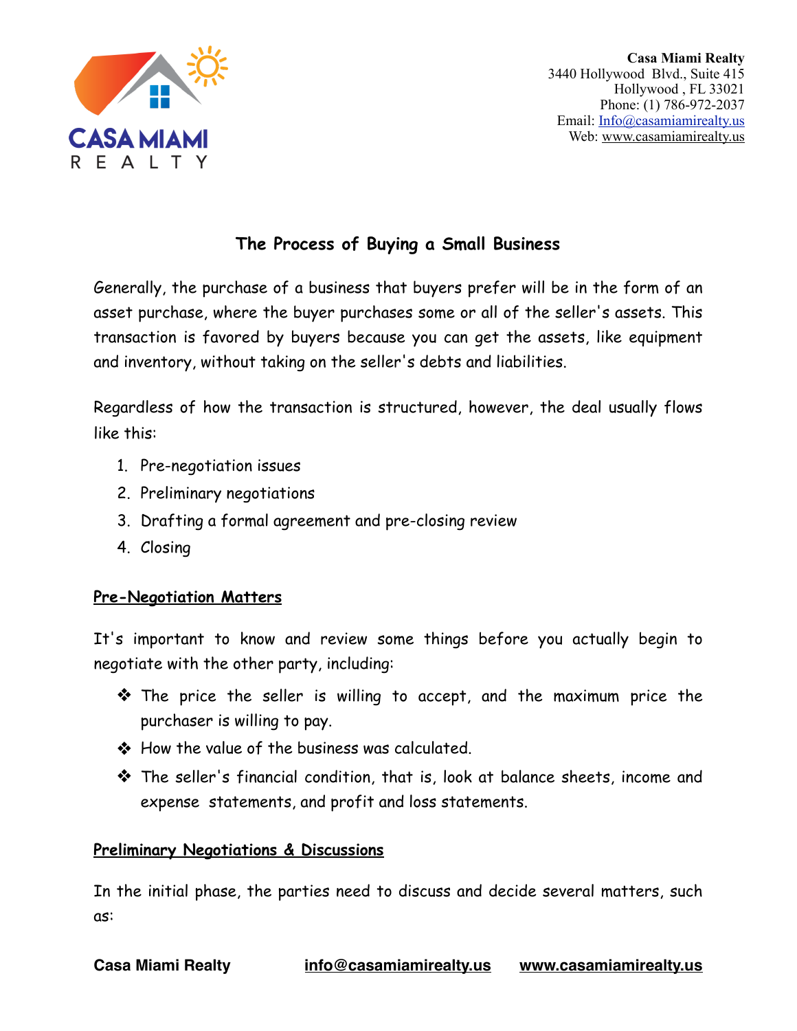**Casa Miami Realty**
3440 Hollywood Blvd., Suite 415
Hollywood , FL 33021
Phone: (1) 786-972-2037
Email: Info@casamiamirealty.us
Web: www.casamiamirealty.us

# The Process of Buying a Small Business

Generally, the purchase of a business that buyers prefer will be in the form of an asset purchase, where the buyer purchases some or all of the seller's assets. This transaction is favored by buyers because you can get the assets, like equipment and inventory, without taking on the seller's debts and liabilities.

Regardless of how the transaction is structured, however, the deal usually flows like this:

1. Pre-negotiation issues
2. Preliminary negotiations
3. Drafting a formal agreement and pre-closing review
4. Closing

## Pre-Negotiation Matters

It's important to know and review some things before you actually begin to negotiate with the other party, including:

- The price the seller is willing to accept, and the maximum price the purchaser is willing to pay.
- How the value of the business was calculated.
- The seller's financial condition, that is, look at balance sheets, income and expense statements, and profit and loss statements.

## Preliminary Negotiations & Discussions

In the initial phase, the parties need to discuss and decide several matters, such as: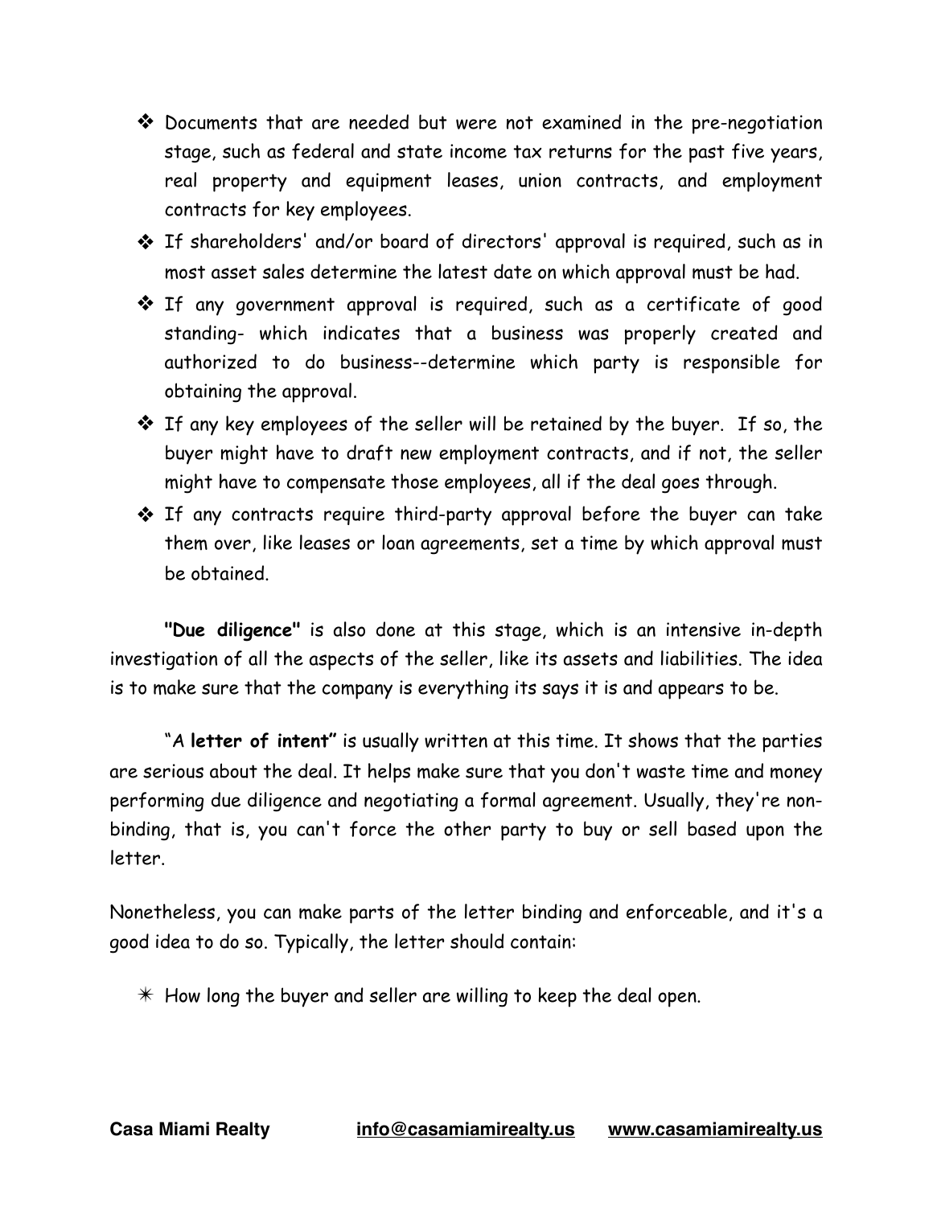- Documents that are needed but were not examined in the pre-negotiation stage, such as federal and state income tax returns for the past five years, real property and equipment leases, union contracts, and employment contracts for key employees.
- If shareholders' and/or board of directors' approval is required, such as in most asset sales determine the latest date on which approval must be had.
- If any government approval is required, such as a certificate of good standing- which indicates that a business was properly created and authorized to do business--determine which party is responsible for obtaining the approval.
- If any key employees of the seller will be retained by the buyer. If so, the buyer might have to draft new employment contracts, and if not, the seller might have to compensate those employees, all if the deal goes through.
- If any contracts require third-party approval before the buyer can take them over, like leases or loan agreements, set a time by which approval must be obtained.

**"Due diligence"** is also done at this stage, which is an intensive in-depth investigation of all the aspects of the seller, like its assets and liabilities. The idea is to make sure that the company is everything its says it is and appears to be.

"A **letter of intent"** is usually written at this time. It shows that the parties are serious about the deal. It helps make sure that you don't waste time and money performing due diligence and negotiating a formal agreement. Usually, they're non-binding, that is, you can't force the other party to buy or sell based upon the letter.

Nonetheless, you can make parts of the letter binding and enforceable, and it's a good idea to do so. Typically, the letter should contain:

- How long the buyer and seller are willing to keep the deal open.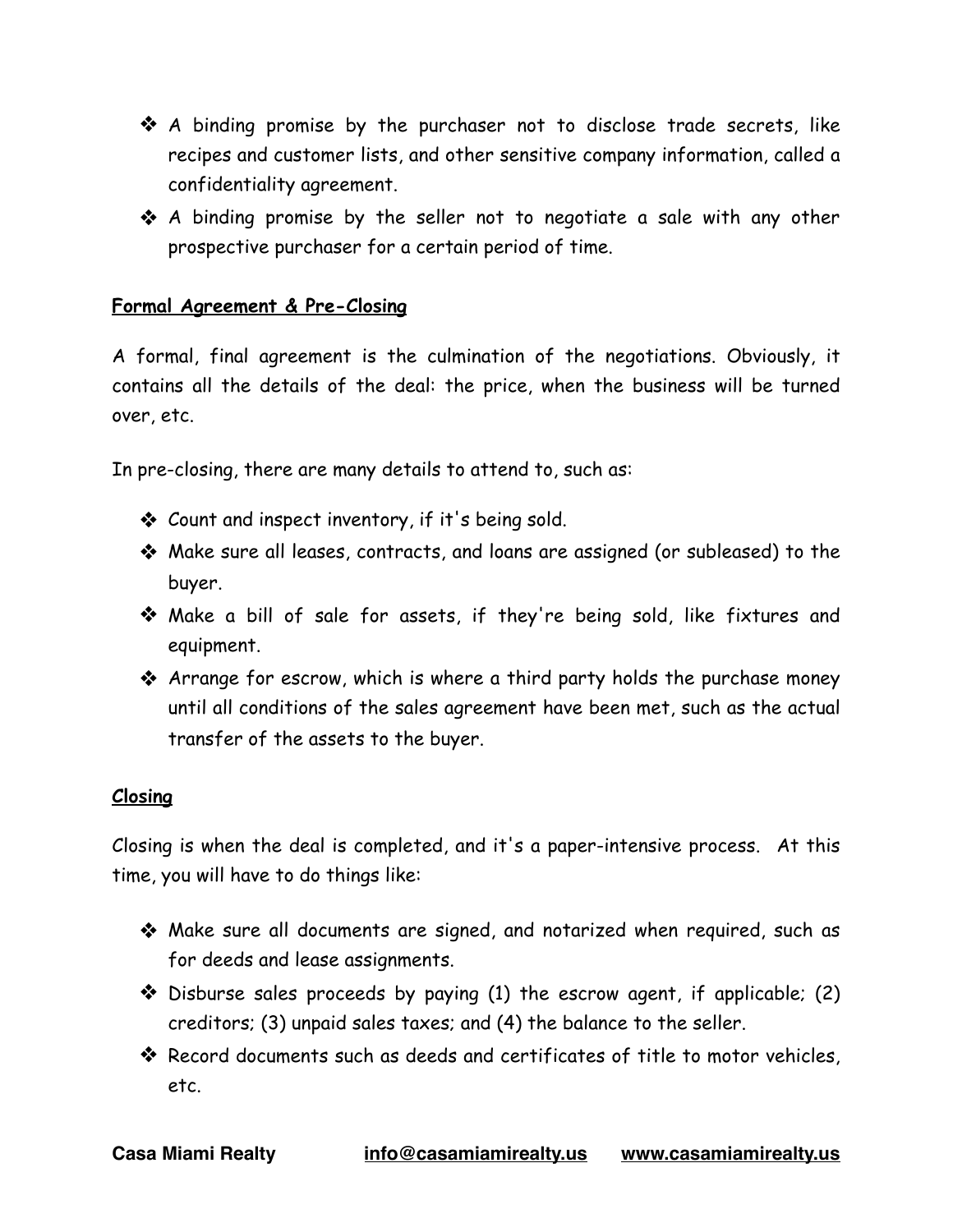- A binding promise by the purchaser not to disclose trade secrets, like recipes and customer lists, and other sensitive company information, called a confidentiality agreement.
- A binding promise by the seller not to negotiate a sale with any other prospective purchaser for a certain period of time.

**Formal Agreement & Pre-Closing**

A formal, final agreement is the culmination of the negotiations. Obviously, it contains all the details of the deal: the price, when the business will be turned over, etc.

In pre-closing, there are many details to attend to, such as:

- Count and inspect inventory, if it's being sold.
- Make sure all leases, contracts, and loans are assigned (or subleased) to the buyer.
- Make a bill of sale for assets, if they're being sold, like fixtures and equipment.
- Arrange for escrow, which is where a third party holds the purchase money until all conditions of the sales agreement have been met, such as the actual transfer of the assets to the buyer.

**Closing**

Closing is when the deal is completed, and it's a paper-intensive process. At this time, you will have to do things like:

- Make sure all documents are signed, and notarized when required, such as for deeds and lease assignments.
- Disburse sales proceeds by paying (1) the escrow agent, if applicable; (2) creditors; (3) unpaid sales taxes; and (4) the balance to the seller.
- Record documents such as deeds and certificates of title to motor vehicles, etc.